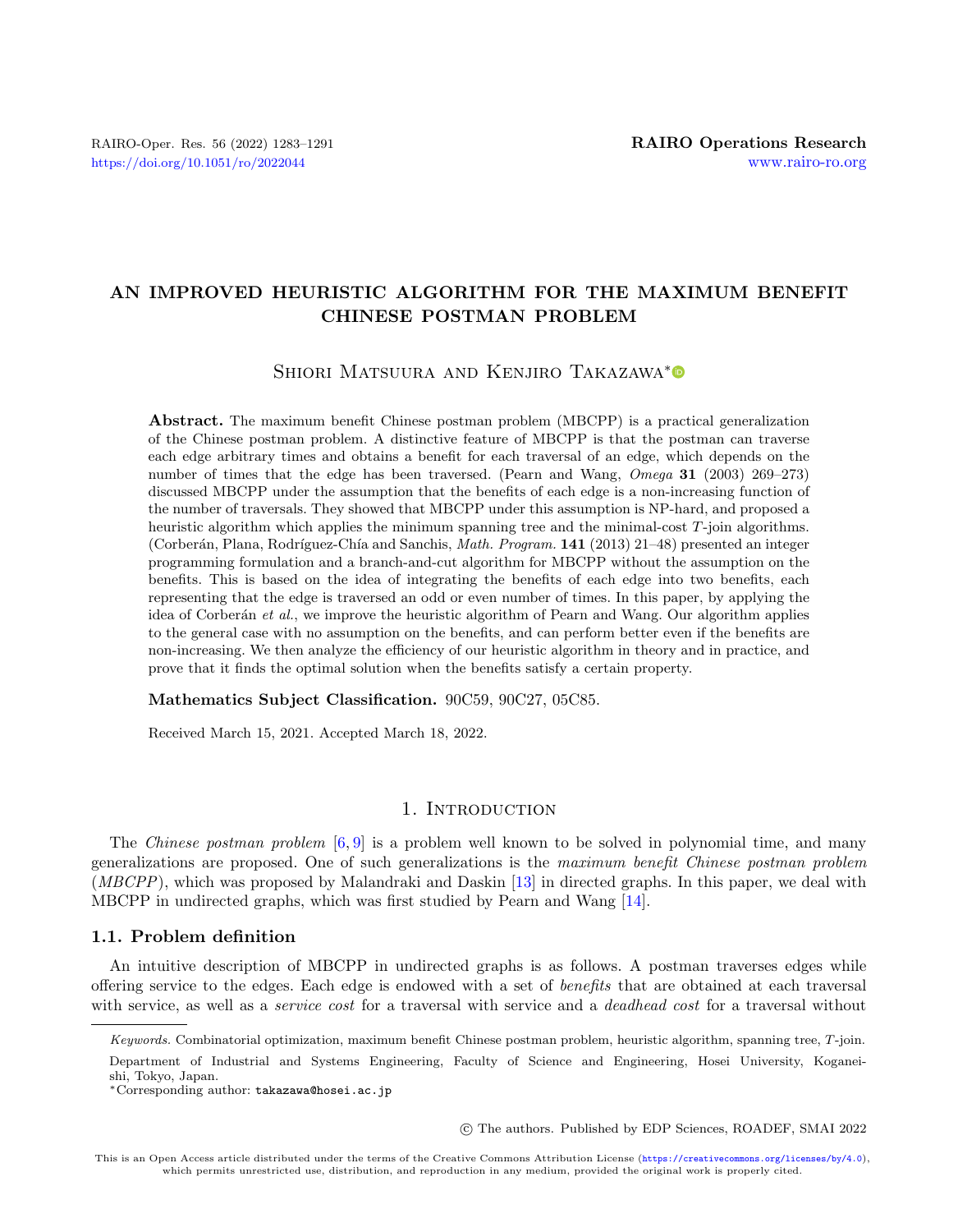# AN IMPROVED HEURISTIC ALGORITHM FOR THE MAXIMUM BENEFIT CHINESE POSTMAN PROBLEM

Shiori Matsuura and Kenjiro Takazawa*

**Abstract.** The maximum benefit Chinese postman problem (MBCPP) is a practical generalization of the Chinese postman problem. A distinctive feature of MBCPP is that the postman can traverse each edge arbitrary times and obtains a benefit for each traversal of an edge, which depends on the number of times that the edge has been traversed. (Pearn and Wang, *Omega* **31** (2003) 269–273) discussed MBCPP under the assumption that the benefits of each edge is a non-increasing function of the number of traversals. They showed that MBCPP under this assumption is NP-hard, and proposed a heuristic algorithm which applies the minimum spanning tree and the minimal-cost $T$-join algorithms. (Corberán, Plana, Rodríguez-Chía and Sanchis, *Math. Program.* **141** (2013) 21–48) presented an integer programming formulation and a branch-and-cut algorithm for MBCPP without the assumption on the benefits. This is based on the idea of integrating the benefits of each edge into two benefits, each representing that the edge is traversed an odd or even number of times. In this paper, by applying the idea of Corberán *et al.*, we improve the heuristic algorithm of Pearn and Wang. Our algorithm applies to the general case with no assumption on the benefits, and can perform better even if the benefits are non-increasing. We then analyze the efficiency of our heuristic algorithm in theory and in practice, and prove that it finds the optimal solution when the benefits satisfy a certain property.

**Mathematics Subject Classification.** 90C59, 90C27, 05C85.

Received March 15, 2021. Accepted March 18, 2022.

## 1. Introduction

The *Chinese postman problem* [6, 9] is a problem well known to be solved in polynomial time, and many generalizations are proposed. One of such generalizations is the *maximum benefit Chinese postman problem* (*MBCPP*), which was proposed by Malandraki and Daskin [13] in directed graphs. In this paper, we deal with MBCPP in undirected graphs, which was first studied by Pearn and Wang [14].

### 1.1. Problem definition

An intuitive description of MBCPP in undirected graphs is as follows. A postman traverses edges while offering service to the edges. Each edge is endowed with a set of *benefits* that are obtained at each traversal with service, as well as a *service cost* for a traversal with service and a *deadhead cost* for a traversal without

*Keywords.* Combinatorial optimization, maximum benefit Chinese postman problem, heuristic algorithm, spanning tree, $T$-join.

Department of Industrial and Systems Engineering, Faculty of Science and Engineering, Hosei University, Koganei-shi, Tokyo, Japan.

*Corresponding author: takazawa@hosei.ac.jp

© The authors. Published by EDP Sciences, ROADEF, SMAI 2022

This is an Open Access article distributed under the terms of the Creative Commons Attribution License (https://creativecommons.org/licenses/by/4.0), which permits unrestricted use, distribution, and reproduction in any medium, provided the original work is properly cited.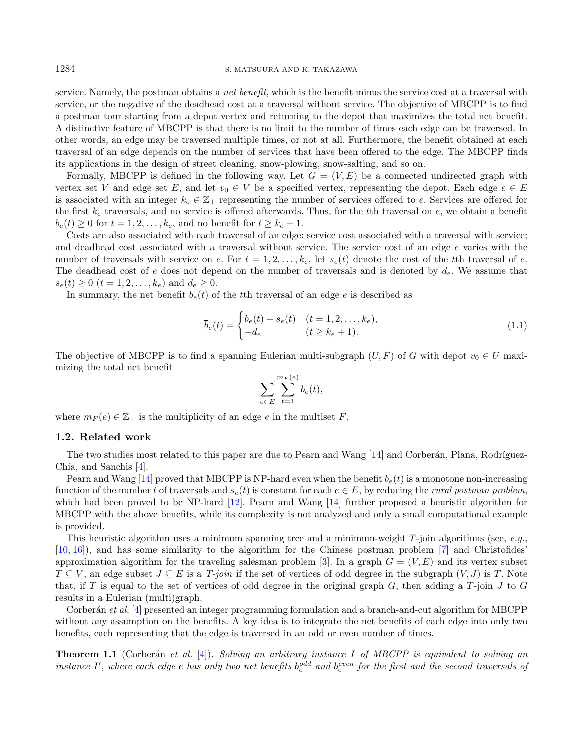service. Namely, the postman obtains a *net benefit*, which is the benefit minus the service cost at a traversal with service, or the negative of the deadhead cost at a traversal without service. The objective of MBCPP is to find a postman tour starting from a depot vertex and returning to the depot that maximizes the total net benefit. A distinctive feature of MBCPP is that there is no limit to the number of times each edge can be traversed. In other words, an edge may be traversed multiple times, or not at all. Furthermore, the benefit obtained at each traversal of an edge depends on the number of services that have been offered to the edge. The MBCPP finds its applications in the design of street cleaning, snow-plowing, snow-salting, and so on.

Formally, MBCPP is defined in the following way. Let $G = (V, E)$ be a connected undirected graph with vertex set $V$ and edge set $E$, and let $v_0 \in V$ be a specified vertex, representing the depot. Each edge $e \in E$ is associated with an integer $k_e \in \mathbb{Z}_+$ representing the number of services offered to $e$. Services are offered for the first $k_e$ traversals, and no service is offered afterwards. Thus, for the $t$th traversal on $e$, we obtain a benefit $b_e(t) \geq 0$ for $t = 1, 2, \ldots, k_e$, and no benefit for $t \geq k_e + 1$.

Costs are also associated with each traversal of an edge: service cost associated with a traversal with service; and deadhead cost associated with a traversal without service. The service cost of an edge $e$ varies with the number of traversals with service on $e$. For $t = 1, 2, \ldots, k_e$, let $s_e(t)$ denote the cost of the $t$th traversal of $e$. The deadhead cost of $e$ does not depend on the number of traversals and is denoted by $d_e$. We assume that $s_e(t) \geq 0$ $(t = 1, 2, \ldots, k_e)$ and $d_e \geq 0$.

In summary, the net benefit $\overline{b}_e(t)$ of the $t$th traversal of an edge $e$ is described as

$$\overline{b}_e(t) = \begin{cases} b_e(t) - s_e(t) & (t = 1, 2, \ldots, k_e), \\ -d_e & (t \geq k_e + 1). \end{cases} \tag{1.1}$$

The objective of MBCPP is to find a spanning Eulerian multi-subgraph $(U, F)$ of $G$ with depot $v_0 \in U$ maximizing the total net benefit

$$\sum_{e \in E} \sum_{t=1}^{m_F(e)} \overline{b}_e(t),$$

where $m_F(e) \in \mathbb{Z}_+$ is the multiplicity of an edge $e$ in the multiset $F$.

### 1.2. Related work

The two studies most related to this paper are due to Pearn and Wang [14] and Corberán, Plana, Rodríguez-Chía, and Sanchis [4].

Pearn and Wang [14] proved that MBCPP is NP-hard even when the benefit $b_e(t)$ is a monotone non-increasing function of the number $t$ of traversals and $s_e(t)$ is constant for each $e \in E$, by reducing the *rural postman problem*, which had been proved to be NP-hard [12]. Pearn and Wang [14] further proposed a heuristic algorithm for MBCPP with the above benefits, while its complexity is not analyzed and only a small computational example is provided.

This heuristic algorithm uses a minimum spanning tree and a minimum-weight $T$-join algorithms (see, *e.g.*, [10, 16]), and has some similarity to the algorithm for the Chinese postman problem [7] and Christofides' approximation algorithm for the traveling salesman problem [3]. In a graph $G = (V, E)$ and its vertex subset $T \subseteq V$, an edge subset $J \subseteq E$ is a *T-join* if the set of vertices of odd degree in the subgraph $(V, J)$ is $T$. Note that, if $T$ is equal to the set of vertices of odd degree in the original graph $G$, then adding a $T$-join $J$ to $G$ results in a Eulerian (multi)graph.

Corberán *et al.* [4] presented an integer programming formulation and a branch-and-cut algorithm for MBCPP without any assumption on the benefits. A key idea is to integrate the net benefits of each edge into only two benefits, each representing that the edge is traversed in an odd or even number of times.

**Theorem 1.1** (Corberán *et al.* [4])**.** *Solving an arbitrary instance $I$ of MBCPP is equivalent to solving an instance $I'$, where each edge $e$ has only two net benefits $b_e^{odd}$ and $b_e^{even}$ for the first and the second traversals of*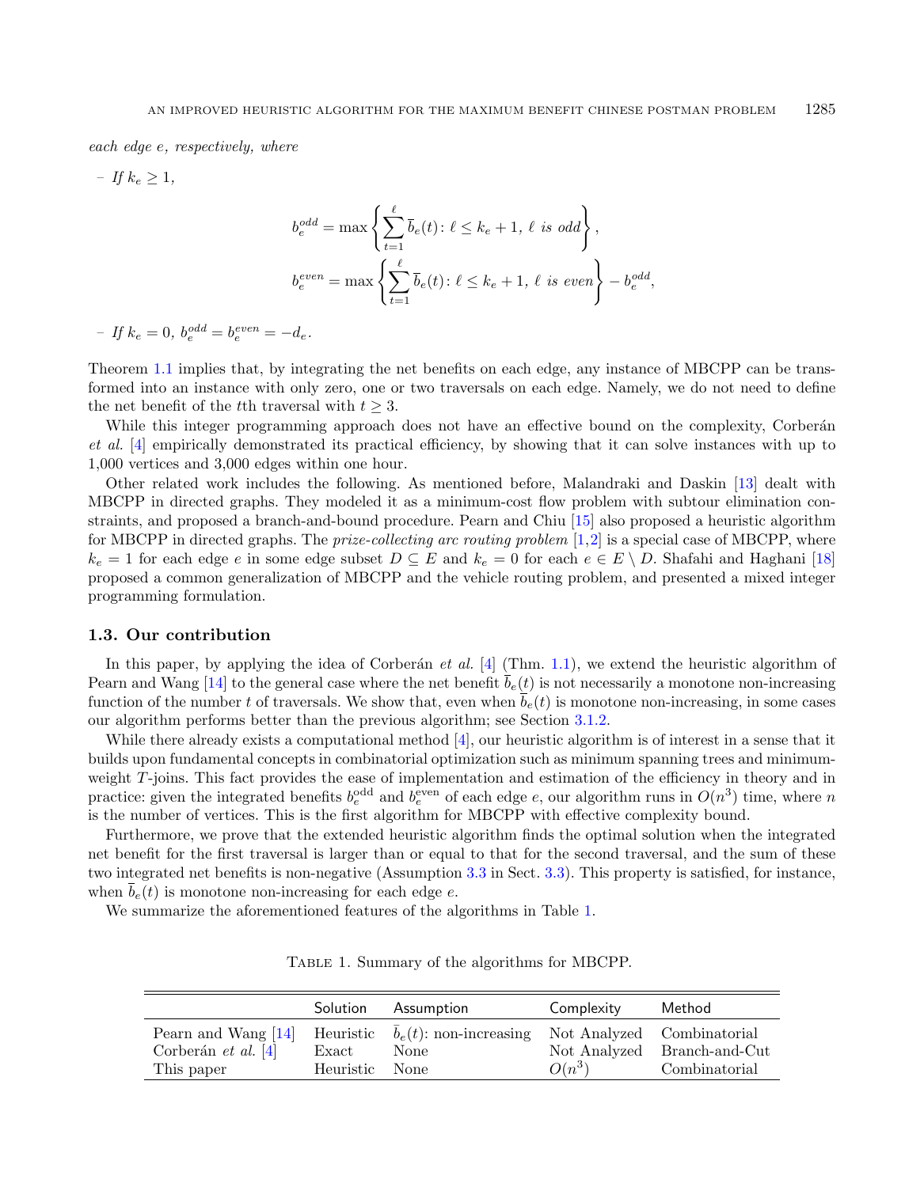*each edge e, respectively, where*

– *If* $k_e \geq 1$,

$$b_e^{odd} = \max\left\{\sum_{t=1}^{\ell} \overline{b}_e(t) \colon \ell \leq k_e + 1,\ \ell \text{ is odd}\right\},$$

$$b_e^{even} = \max\left\{\sum_{t=1}^{\ell} \overline{b}_e(t) \colon \ell \leq k_e + 1,\ \ell \text{ is even}\right\} - b_e^{odd},$$

– *If* $k_e = 0$, $b_e^{odd} = b_e^{even} = -d_e$.

Theorem 1.1 implies that, by integrating the net benefits on each edge, any instance of MBCPP can be transformed into an instance with only zero, one or two traversals on each edge. Namely, we do not need to define the net benefit of the $t$th traversal with $t \geq 3$.

While this integer programming approach does not have an effective bound on the complexity, Corberán *et al.* [4] empirically demonstrated its practical efficiency, by showing that it can solve instances with up to 1,000 vertices and 3,000 edges within one hour.

Other related work includes the following. As mentioned before, Malandraki and Daskin [13] dealt with MBCPP in directed graphs. They modeled it as a minimum-cost flow problem with subtour elimination constraints, and proposed a branch-and-bound procedure. Pearn and Chiu [15] also proposed a heuristic algorithm for MBCPP in directed graphs. The *prize-collecting arc routing problem* [1,2] is a special case of MBCPP, where $k_e = 1$ for each edge $e$ in some edge subset $D \subseteq E$ and $k_e = 0$ for each $e \in E \setminus D$. Shafahi and Haghani [18] proposed a common generalization of MBCPP and the vehicle routing problem, and presented a mixed integer programming formulation.

### 1.3. Our contribution

In this paper, by applying the idea of Corberán *et al.* [4] (Thm. 1.1), we extend the heuristic algorithm of Pearn and Wang [14] to the general case where the net benefit $\overline{b}_e(t)$ is not necessarily a monotone non-increasing function of the number $t$ of traversals. We show that, even when $\overline{b}_e(t)$ is monotone non-increasing, in some cases our algorithm performs better than the previous algorithm; see Section 3.1.2.

While there already exists a computational method [4], our heuristic algorithm is of interest in a sense that it builds upon fundamental concepts in combinatorial optimization such as minimum spanning trees and minimum-weight $T$-joins. This fact provides the ease of implementation and estimation of the efficiency in theory and in practice: given the integrated benefits $b_e^{\text{odd}}$ and $b_e^{\text{even}}$ of each edge $e$, our algorithm runs in $O(n^3)$ time, where $n$ is the number of vertices. This is the first algorithm for MBCPP with effective complexity bound.

Furthermore, we prove that the extended heuristic algorithm finds the optimal solution when the integrated net benefit for the first traversal is larger than or equal to that for the second traversal, and the sum of these two integrated net benefits is non-negative (Assumption 3.3 in Sect. 3.3). This property is satisfied, for instance, when $\overline{b}_e(t)$ is monotone non-increasing for each edge $e$.

We summarize the aforementioned features of the algorithms in Table 1.

Table 1. Summary of the algorithms for MBCPP.

| | Solution | Assumption | Complexity | Method |
|---|---|---|---|---|
| Pearn and Wang [14] | Heuristic | $\overline{b}_e(t)$: non-increasing | Not Analyzed | Combinatorial |
| Corberán *et al.* [4] | Exact | None | Not Analyzed | Branch-and-Cut |
| This paper | Heuristic | None | $O(n^3)$ | Combinatorial |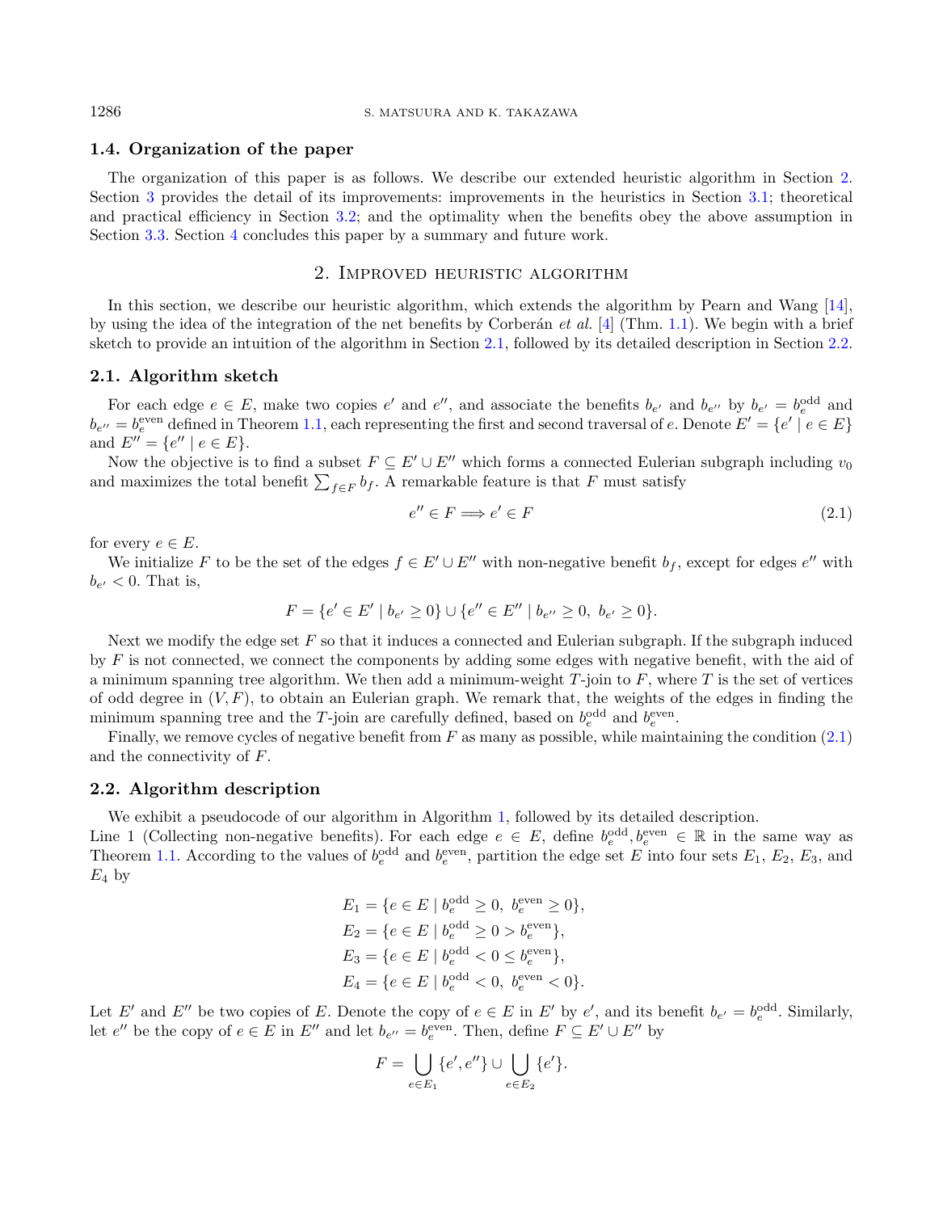### 1.4. Organization of the paper

The organization of this paper is as follows. We describe our extended heuristic algorithm in Section 2. Section 3 provides the detail of its improvements: improvements in the heuristics in Section 3.1; theoretical and practical efficiency in Section 3.2; and the optimality when the benefits obey the above assumption in Section 3.3. Section 4 concludes this paper by a summary and future work.

## 2. Improved heuristic algorithm

In this section, we describe our heuristic algorithm, which extends the algorithm by Pearn and Wang [14], by using the idea of the integration of the net benefits by Corberán *et al.* [4] (Thm. 1.1). We begin with a brief sketch to provide an intuition of the algorithm in Section 2.1, followed by its detailed description in Section 2.2.

### 2.1. Algorithm sketch

For each edge $e \in E$, make two copies $e'$ and $e''$, and associate the benefits $b_{e'}$ and $b_{e''}$ by $b_{e'} = b_e^{\mathrm{odd}}$ and $b_{e''} = b_e^{\mathrm{even}}$ defined in Theorem 1.1, each representing the first and second traversal of $e$. Denote $E' = \{e' \mid e \in E\}$ and $E'' = \{e'' \mid e \in E\}$.

Now the objective is to find a subset $F \subseteq E' \cup E''$ which forms a connected Eulerian subgraph including $v_0$ and maximizes the total benefit $\sum_{f \in F} b_f$. A remarkable feature is that $F$ must satisfy

$$e'' \in F \Longrightarrow e' \in F \tag{2.1}$$

for every $e \in E$.

We initialize $F$ to be the set of the edges $f \in E' \cup E''$ with non-negative benefit $b_f$, except for edges $e''$ with $b_{e'} < 0$. That is,

$$F = \{e' \in E' \mid b_{e'} \geq 0\} \cup \{e'' \in E'' \mid b_{e''} \geq 0,\ b_{e'} \geq 0\}.$$

Next we modify the edge set $F$ so that it induces a connected and Eulerian subgraph. If the subgraph induced by $F$ is not connected, we connect the components by adding some edges with negative benefit, with the aid of a minimum spanning tree algorithm. We then add a minimum-weight $T$-join to $F$, where $T$ is the set of vertices of odd degree in $(V, F)$, to obtain an Eulerian graph. We remark that, the weights of the edges in finding the minimum spanning tree and the $T$-join are carefully defined, based on $b_e^{\mathrm{odd}}$ and $b_e^{\mathrm{even}}$.

Finally, we remove cycles of negative benefit from $F$ as many as possible, while maintaining the condition (2.1) and the connectivity of $F$.

### 2.2. Algorithm description

We exhibit a pseudocode of our algorithm in Algorithm 1, followed by its detailed description.

Line 1 (Collecting non-negative benefits). For each edge $e \in E$, define $b_e^{\mathrm{odd}}, b_e^{\mathrm{even}} \in \mathbb{R}$ in the same way as Theorem 1.1. According to the values of $b_e^{\mathrm{odd}}$ and $b_e^{\mathrm{even}}$, partition the edge set $E$ into four sets $E_1$, $E_2$, $E_3$, and $E_4$ by

$$\begin{aligned}
E_1 &= \{e \in E \mid b_e^{\mathrm{odd}} \geq 0,\ b_e^{\mathrm{even}} \geq 0\},\\
E_2 &= \{e \in E \mid b_e^{\mathrm{odd}} \geq 0 > b_e^{\mathrm{even}}\},\\
E_3 &= \{e \in E \mid b_e^{\mathrm{odd}} < 0 \leq b_e^{\mathrm{even}}\},\\
E_4 &= \{e \in E \mid b_e^{\mathrm{odd}} < 0,\ b_e^{\mathrm{even}} < 0\}.
\end{aligned}$$

Let $E'$ and $E''$ be two copies of $E$. Denote the copy of $e \in E$ in $E'$ by $e'$, and its benefit $b_{e'} = b_e^{\mathrm{odd}}$. Similarly, let $e''$ be the copy of $e \in E$ in $E''$ and let $b_{e''} = b_e^{\mathrm{even}}$. Then, define $F \subseteq E' \cup E''$ by

$$F = \bigcup_{e \in E_1} \{e', e''\} \cup \bigcup_{e \in E_2} \{e'\}.$$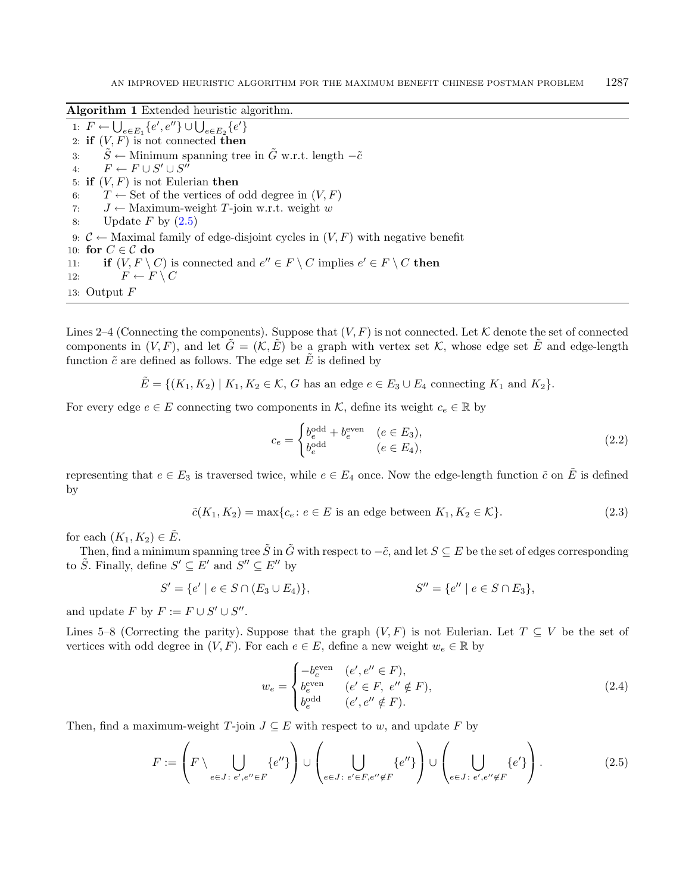**Algorithm 1** Extended heuristic algorithm.

1: $F \leftarrow \bigcup_{e \in E_1} \{e', e''\} \cup \bigcup_{e \in E_2} \{e'\}$
2: **if** $(V, F)$ is not connected **then**
3: $\quad \tilde{S} \leftarrow$ Minimum spanning tree in $\tilde{G}$ w.r.t. length $-\tilde{c}$
4: $\quad F \leftarrow F \cup S' \cup S''$
5: **if** $(V, F)$ is not Eulerian **then**
6: $\quad T \leftarrow$ Set of the vertices of odd degree in $(V, F)$
7: $\quad J \leftarrow$ Maximum-weight $T$-join w.r.t. weight $w$
8: $\quad$ Update $F$ by (2.5)
9: $\mathcal{C} \leftarrow$ Maximal family of edge-disjoint cycles in $(V, F)$ with negative benefit
10: **for** $C \in \mathcal{C}$ **do**
11: $\quad$ **if** $(V, F \setminus C)$ is connected and $e'' \in F \setminus C$ implies $e' \in F \setminus C$ **then**
12: $\quad\quad F \leftarrow F \setminus C$
13: Output $F$

Lines 2–4 (Connecting the components). Suppose that $(V, F)$ is not connected. Let $\mathcal{K}$ denote the set of connected components in $(V, F)$, and let $\tilde{G} = (\mathcal{K}, \tilde{E})$ be a graph with vertex set $\mathcal{K}$, whose edge set $\tilde{E}$ and edge-length function $\tilde{c}$ are defined as follows. The edge set $\tilde{E}$ is defined by

$$\tilde{E} = \{(K_1, K_2) \mid K_1, K_2 \in \mathcal{K}, G \text{ has an edge } e \in E_3 \cup E_4 \text{ connecting } K_1 \text{ and } K_2\}.$$

For every edge $e \in E$ connecting two components in $\mathcal{K}$, define its weight $c_e \in \mathbb{R}$ by

$$c_e = \begin{cases} b_e^{\text{odd}} + b_e^{\text{even}} & (e \in E_3), \\ b_e^{\text{odd}} & (e \in E_4), \end{cases} \tag{2.2}$$

representing that $e \in E_3$ is traversed twice, while $e \in E_4$ once. Now the edge-length function $\tilde{c}$ on $\tilde{E}$ is defined by

$$\tilde{c}(K_1, K_2) = \max\{c_e \colon e \in E \text{ is an edge between } K_1, K_2 \in \mathcal{K}\}. \tag{2.3}$$

for each $(K_1, K_2) \in \tilde{E}$.

Then, find a minimum spanning tree $\tilde{S}$ in $\tilde{G}$ with respect to $-\tilde{c}$, and let $S \subseteq E$ be the set of edges corresponding to $\tilde{S}$. Finally, define $S' \subseteq E'$ and $S'' \subseteq E''$ by

$$S' = \{e' \mid e \in S \cap (E_3 \cup E_4)\}, \qquad S'' = \{e'' \mid e \in S \cap E_3\},$$

and update $F$ by $F := F \cup S' \cup S''$.

Lines 5–8 (Correcting the parity). Suppose that the graph $(V, F)$ is not Eulerian. Let $T \subseteq V$ be the set of vertices with odd degree in $(V, F)$. For each $e \in E$, define a new weight $w_e \in \mathbb{R}$ by

$$w_e = \begin{cases} -b_e^{\text{even}} & (e', e'' \in F), \\ b_e^{\text{even}} & (e' \in F,\ e'' \notin F), \\ b_e^{\text{odd}} & (e', e'' \notin F). \end{cases} \tag{2.4}$$

Then, find a maximum-weight $T$-join $J \subseteq E$ with respect to $w$, and update $F$ by

$$F := \left( F \setminus \bigcup_{e \in J \colon e', e'' \in F} \{e''\} \right) \cup \left( \bigcup_{e \in J \colon e' \in F, e'' \notin F} \{e''\} \right) \cup \left( \bigcup_{e \in J \colon e', e'' \notin F} \{e'\} \right). \tag{2.5}$$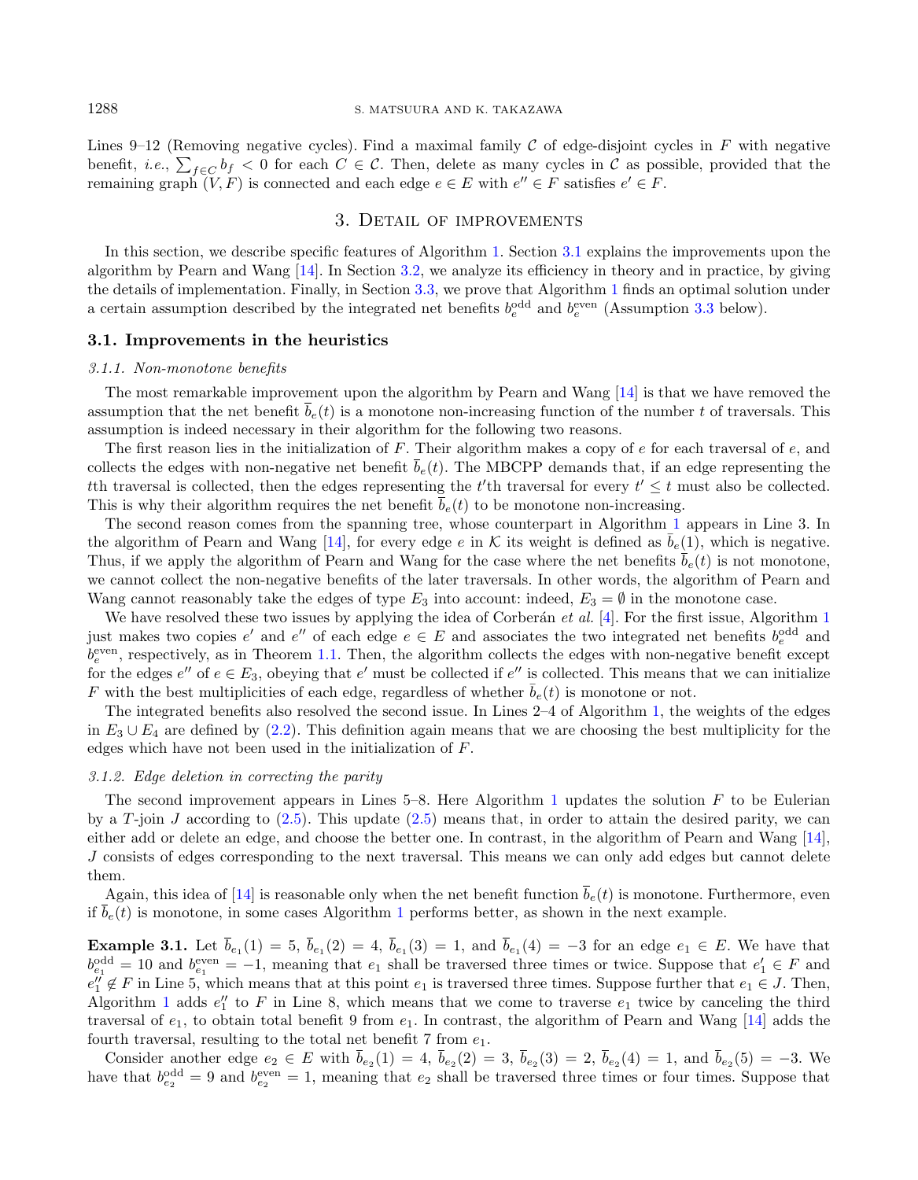Lines 9–12 (Removing negative cycles). Find a maximal family $\mathcal{C}$ of edge-disjoint cycles in $F$ with negative benefit, *i.e.*, $\sum_{f \in C} b_f < 0$ for each $C \in \mathcal{C}$. Then, delete as many cycles in $\mathcal{C}$ as possible, provided that the remaining graph $(V, F)$ is connected and each edge $e \in E$ with $e'' \in F$ satisfies $e' \in F$.

## 3. Detail of improvements

In this section, we describe specific features of Algorithm 1. Section 3.1 explains the improvements upon the algorithm by Pearn and Wang [14]. In Section 3.2, we analyze its efficiency in theory and in practice, by giving the details of implementation. Finally, in Section 3.3, we prove that Algorithm 1 finds an optimal solution under a certain assumption described by the integrated net benefits $b_e^{\mathrm{odd}}$ and $b_e^{\mathrm{even}}$ (Assumption 3.3 below).

### 3.1. Improvements in the heuristics

#### 3.1.1. Non-monotone benefits

The most remarkable improvement upon the algorithm by Pearn and Wang [14] is that we have removed the assumption that the net benefit $\overline{b}_e(t)$ is a monotone non-increasing function of the number $t$ of traversals. This assumption is indeed necessary in their algorithm for the following two reasons.

The first reason lies in the initialization of $F$. Their algorithm makes a copy of $e$ for each traversal of $e$, and collects the edges with non-negative net benefit $\overline{b}_e(t)$. The MBCPP demands that, if an edge representing the $t$th traversal is collected, then the edges representing the $t'$th traversal for every $t' \leq t$ must also be collected. This is why their algorithm requires the net benefit $\overline{b}_e(t)$ to be monotone non-increasing.

The second reason comes from the spanning tree, whose counterpart in Algorithm 1 appears in Line 3. In the algorithm of Pearn and Wang [14], for every edge $e$ in $\mathcal{K}$ its weight is defined as $\overline{b}_e(1)$, which is negative. Thus, if we apply the algorithm of Pearn and Wang for the case where the net benefits $\overline{b}_e(t)$ is not monotone, we cannot collect the non-negative benefits of the later traversals. In other words, the algorithm of Pearn and Wang cannot reasonably take the edges of type $E_3$ into account: indeed, $E_3 = \emptyset$ in the monotone case.

We have resolved these two issues by applying the idea of Corberán *et al.* [4]. For the first issue, Algorithm 1 just makes two copies $e'$ and $e''$ of each edge $e \in E$ and associates the two integrated net benefits $b_e^{\mathrm{odd}}$ and $b_e^{\mathrm{even}}$, respectively, as in Theorem 1.1. Then, the algorithm collects the edges with non-negative benefit except for the edges $e''$ of $e \in E_3$, obeying that $e'$ must be collected if $e''$ is collected. This means that we can initialize $F$ with the best multiplicities of each edge, regardless of whether $\overline{b}_e(t)$ is monotone or not.

The integrated benefits also resolved the second issue. In Lines 2–4 of Algorithm 1, the weights of the edges in $E_3 \cup E_4$ are defined by (2.2). This definition again means that we are choosing the best multiplicity for the edges which have not been used in the initialization of $F$.

#### 3.1.2. Edge deletion in correcting the parity

The second improvement appears in Lines 5–8. Here Algorithm 1 updates the solution $F$ to be Eulerian by a $T$-join $J$ according to (2.5). This update (2.5) means that, in order to attain the desired parity, we can either add or delete an edge, and choose the better one. In contrast, in the algorithm of Pearn and Wang [14], $J$ consists of edges corresponding to the next traversal. This means we can only add edges but cannot delete them.

Again, this idea of [14] is reasonable only when the net benefit function $\overline{b}_e(t)$ is monotone. Furthermore, even if $\overline{b}_e(t)$ is monotone, in some cases Algorithm 1 performs better, as shown in the next example.

**Example 3.1.** Let $\overline{b}_{e_1}(1) = 5$, $\overline{b}_{e_1}(2) = 4$, $\overline{b}_{e_1}(3) = 1$, and $\overline{b}_{e_1}(4) = -3$ for an edge $e_1 \in E$. We have that $b_{e_1}^{\mathrm{odd}} = 10$ and $b_{e_1}^{\mathrm{even}} = -1$, meaning that $e_1$ shall be traversed three times or twice. Suppose that $e_1' \in F$ and $e_1'' \notin F$ in Line 5, which means that at this point $e_1$ is traversed three times. Suppose further that $e_1 \in J$. Then, Algorithm 1 adds $e_1''$ to $F$ in Line 8, which means that we come to traverse $e_1$ twice by canceling the third traversal of $e_1$, to obtain total benefit 9 from $e_1$. In contrast, the algorithm of Pearn and Wang [14] adds the fourth traversal, resulting to the total net benefit 7 from $e_1$.

Consider another edge $e_2 \in E$ with $\overline{b}_{e_2}(1) = 4$, $\overline{b}_{e_2}(2) = 3$, $\overline{b}_{e_2}(3) = 2$, $\overline{b}_{e_2}(4) = 1$, and $\overline{b}_{e_2}(5) = -3$. We have that $b_{e_2}^{\mathrm{odd}} = 9$ and $b_{e_2}^{\mathrm{even}} = 1$, meaning that $e_2$ shall be traversed three times or four times. Suppose that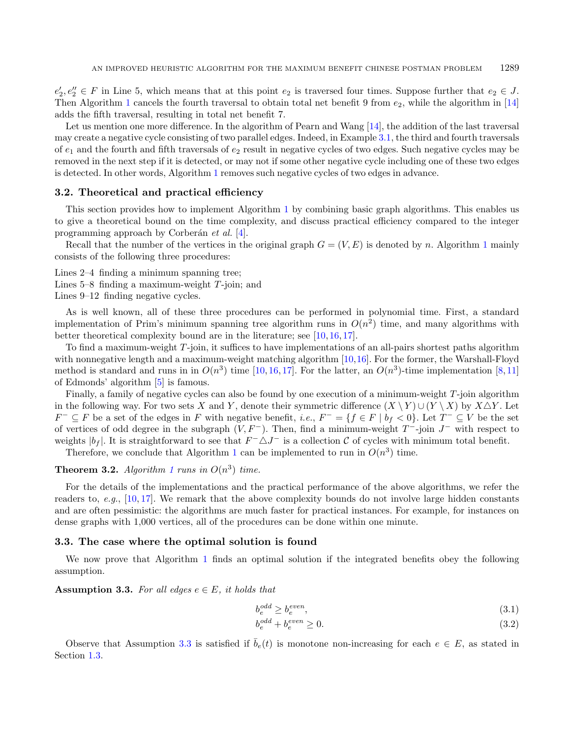$e_2', e_2'' \in F$ in Line 5, which means that at this point $e_2$ is traversed four times. Suppose further that $e_2 \in J$. Then Algorithm 1 cancels the fourth traversal to obtain total net benefit 9 from $e_2$, while the algorithm in [14] adds the fifth traversal, resulting in total net benefit 7.

Let us mention one more difference. In the algorithm of Pearn and Wang [14], the addition of the last traversal may create a negative cycle consisting of two parallel edges. Indeed, in Example 3.1, the third and fourth traversals of $e_1$ and the fourth and fifth traversals of $e_2$ result in negative cycles of two edges. Such negative cycles may be removed in the next step if it is detected, or may not if some other negative cycle including one of these two edges is detected. In other words, Algorithm 1 removes such negative cycles of two edges in advance.

### 3.2. Theoretical and practical efficiency

This section provides how to implement Algorithm 1 by combining basic graph algorithms. This enables us to give a theoretical bound on the time complexity, and discuss practical efficiency compared to the integer programming approach by Corberán *et al.* [4].

Recall that the number of the vertices in the original graph $G = (V, E)$ is denoted by $n$. Algorithm 1 mainly consists of the following three procedures:

Lines 2–4 finding a minimum spanning tree;
Lines 5–8 finding a maximum-weight $T$-join; and
Lines 9–12 finding negative cycles.

As is well known, all of these three procedures can be performed in polynomial time. First, a standard implementation of Prim's minimum spanning tree algorithm runs in $O(n^2)$ time, and many algorithms with better theoretical complexity bound are in the literature; see [10,16,17].

To find a maximum-weight $T$-join, it suffices to have implementations of an all-pairs shortest paths algorithm with nonnegative length and a maximum-weight matching algorithm [10,16]. For the former, the Warshall-Floyd method is standard and runs in in $O(n^3)$ time [10,16,17]. For the latter, an $O(n^3)$-time implementation [8,11] of Edmonds' algorithm [5] is famous.

Finally, a family of negative cycles can also be found by one execution of a minimum-weight $T$-join algorithm in the following way. For two sets $X$ and $Y$, denote their symmetric difference $(X \setminus Y) \cup (Y \setminus X)$ by $X \triangle Y$. Let $F^- \subseteq F$ be a set of the edges in $F$ with negative benefit, *i.e.*, $F^- = \{f \in F \mid b_f < 0\}$. Let $T^- \subseteq V$ be the set of vertices of odd degree in the subgraph $(V, F^-)$. Then, find a minimum-weight $T^-$-join $J^-$ with respect to weights $|b_f|$. It is straightforward to see that $F^- \triangle J^-$ is a collection $\mathcal{C}$ of cycles with minimum total benefit.

Therefore, we conclude that Algorithm 1 can be implemented to run in $O(n^3)$ time.

**Theorem 3.2.** *Algorithm 1 runs in $O(n^3)$ time.*

For the details of the implementations and the practical performance of the above algorithms, we refer the readers to, *e.g.*, [10,17]. We remark that the above complexity bounds do not involve large hidden constants and are often pessimistic: the algorithms are much faster for practical instances. For example, for instances on dense graphs with 1,000 vertices, all of the procedures can be done within one minute.

### 3.3. The case where the optimal solution is found

We now prove that Algorithm 1 finds an optimal solution if the integrated benefits obey the following assumption.

**Assumption 3.3.** *For all edges $e \in E$, it holds that*

$$b_e^{odd} \geq b_e^{even}, \tag{3.1}$$

$$b_e^{odd} + b_e^{even} \geq 0. \tag{3.2}$$

Observe that Assumption 3.3 is satisfied if $\bar{b}_e(t)$ is monotone non-increasing for each $e \in E$, as stated in Section 1.3.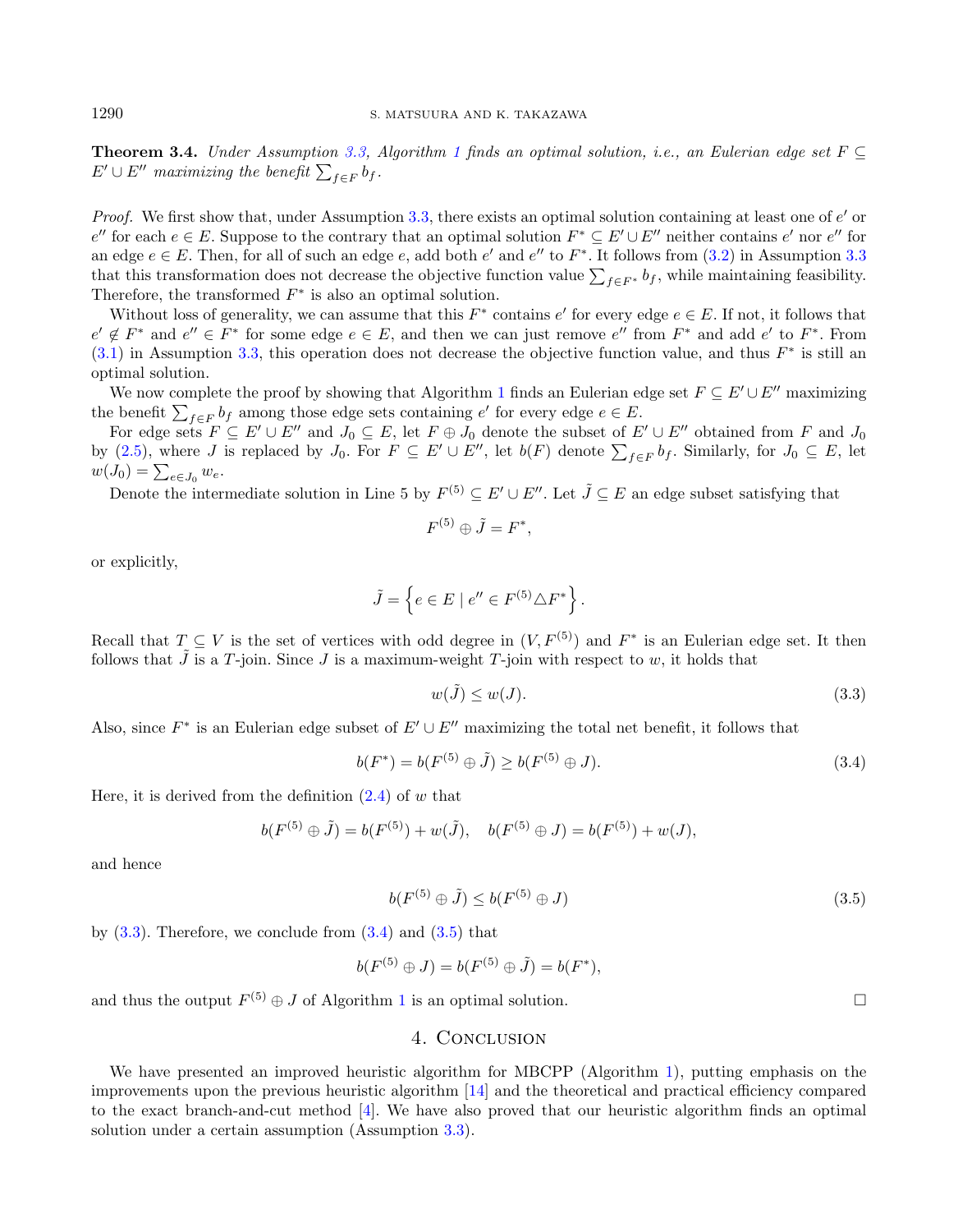**Theorem 3.4.** *Under Assumption 3.3, Algorithm 1 finds an optimal solution, i.e., an Eulerian edge set $F \subseteq E' \cup E''$ maximizing the benefit $\sum_{f \in F} b_f$.*

*Proof.* We first show that, under Assumption 3.3, there exists an optimal solution containing at least one of $e'$ or $e''$ for each $e \in E$. Suppose to the contrary that an optimal solution $F^* \subseteq E' \cup E''$ neither contains $e'$ nor $e''$ for an edge $e \in E$. Then, for all of such an edge $e$, add both $e'$ and $e''$ to $F^*$. It follows from (3.2) in Assumption 3.3 that this transformation does not decrease the objective function value $\sum_{f \in F^*} b_f$, while maintaining feasibility. Therefore, the transformed $F^*$ is also an optimal solution.

Without loss of generality, we can assume that this $F^*$ contains $e'$ for every edge $e \in E$. If not, it follows that $e' \notin F^*$ and $e'' \in F^*$ for some edge $e \in E$, and then we can just remove $e''$ from $F^*$ and add $e'$ to $F^*$. From (3.1) in Assumption 3.3, this operation does not decrease the objective function value, and thus $F^*$ is still an optimal solution.

We now complete the proof by showing that Algorithm 1 finds an Eulerian edge set $F \subseteq E' \cup E''$ maximizing the benefit $\sum_{f \in F} b_f$ among those edge sets containing $e'$ for every edge $e \in E$.

For edge sets $F \subseteq E' \cup E''$ and $J_0 \subseteq E$, let $F \oplus J_0$ denote the subset of $E' \cup E''$ obtained from $F$ and $J_0$ by (2.5), where $J$ is replaced by $J_0$. For $F \subseteq E' \cup E''$, let $b(F)$ denote $\sum_{f \in F} b_f$. Similarly, for $J_0 \subseteq E$, let $w(J_0) = \sum_{e \in J_0} w_e$.

Denote the intermediate solution in Line 5 by $F^{(5)} \subseteq E' \cup E''$. Let $\tilde{J} \subseteq E$ an edge subset satisfying that

$$F^{(5)} \oplus \tilde{J} = F^*,$$

or explicitly,

$$\tilde{J} = \left\{ e \in E \mid e'' \in F^{(5)} \triangle F^* \right\}.$$

Recall that $T \subseteq V$ is the set of vertices with odd degree in $(V, F^{(5)})$ and $F^*$ is an Eulerian edge set. It then follows that $\tilde{J}$ is a $T$-join. Since $J$ is a maximum-weight $T$-join with respect to $w$, it holds that

$$w(\tilde{J}) \leq w(J). \tag{3.3}$$

Also, since $F^*$ is an Eulerian edge subset of $E' \cup E''$ maximizing the total net benefit, it follows that

$$b(F^*) = b(F^{(5)} \oplus \tilde{J}) \geq b(F^{(5)} \oplus J). \tag{3.4}$$

Here, it is derived from the definition (2.4) of $w$ that

$$b(F^{(5)} \oplus \tilde{J}) = b(F^{(5)}) + w(\tilde{J}), \quad b(F^{(5)} \oplus J) = b(F^{(5)}) + w(J),$$

and hence

$$b(F^{(5)} \oplus \tilde{J}) \leq b(F^{(5)} \oplus J) \tag{3.5}$$

by (3.3). Therefore, we conclude from (3.4) and (3.5) that

$$b(F^{(5)} \oplus J) = b(F^{(5)} \oplus \tilde{J}) = b(F^*),$$

and thus the output $F^{(5)} \oplus J$ of Algorithm 1 is an optimal solution. $\square$

## 4. Conclusion

We have presented an improved heuristic algorithm for MBCPP (Algorithm 1), putting emphasis on the improvements upon the previous heuristic algorithm [14] and the theoretical and practical efficiency compared to the exact branch-and-cut method [4]. We have also proved that our heuristic algorithm finds an optimal solution under a certain assumption (Assumption 3.3).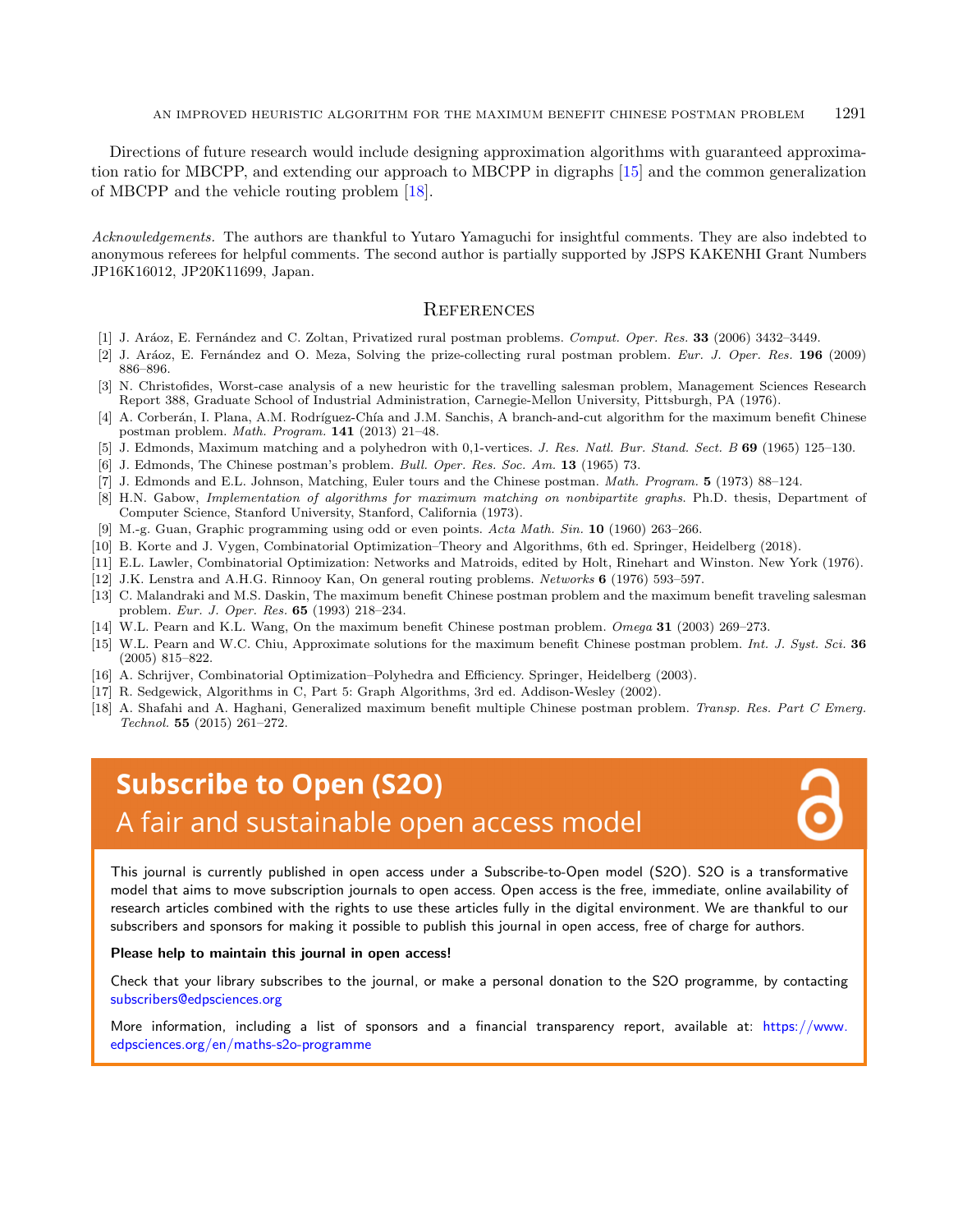Directions of future research would include designing approximation algorithms with guaranteed approximation ratio for MBCPP, and extending our approach to MBCPP in digraphs [15] and the common generalization of MBCPP and the vehicle routing problem [18].

*Acknowledgements.* The authors are thankful to Yutaro Yamaguchi for insightful comments. They are also indebted to anonymous referees for helpful comments. The second author is partially supported by JSPS KAKENHI Grant Numbers JP16K16012, JP20K11699, Japan.

## References

[1] J. Aráoz, E. Fernández and C. Zoltan, Privatized rural postman problems. *Comput. Oper. Res.* **33** (2006) 3432–3449.

[2] J. Aráoz, E. Fernández and O. Meza, Solving the prize-collecting rural postman problem. *Eur. J. Oper. Res.* **196** (2009) 886–896.

[3] N. Christofides, Worst-case analysis of a new heuristic for the travelling salesman problem, Management Sciences Research Report 388, Graduate School of Industrial Administration, Carnegie-Mellon University, Pittsburgh, PA (1976).

[4] A. Corberán, I. Plana, A.M. Rodríguez-Chía and J.M. Sanchis, A branch-and-cut algorithm for the maximum benefit Chinese postman problem. *Math. Program.* **141** (2013) 21–48.

[5] J. Edmonds, Maximum matching and a polyhedron with 0,1-vertices. *J. Res. Natl. Bur. Stand. Sect. B* **69** (1965) 125–130.

[6] J. Edmonds, The Chinese postman's problem. *Bull. Oper. Res. Soc. Am.* **13** (1965) 73.

[7] J. Edmonds and E.L. Johnson, Matching, Euler tours and the Chinese postman. *Math. Program.* **5** (1973) 88–124.

[8] H.N. Gabow, *Implementation of algorithms for maximum matching on nonbipartite graphs.* Ph.D. thesis, Department of Computer Science, Stanford University, Stanford, California (1973).

[9] M.-g. Guan, Graphic programming using odd or even points. *Acta Math. Sin.* **10** (1960) 263–266.

[10] B. Korte and J. Vygen, Combinatorial Optimization–Theory and Algorithms, 6th ed. Springer, Heidelberg (2018).

[11] E.L. Lawler, Combinatorial Optimization: Networks and Matroids, edited by Holt, Rinehart and Winston. New York (1976).

[12] J.K. Lenstra and A.H.G. Rinnooy Kan, On general routing problems. *Networks* **6** (1976) 593–597.

[13] C. Malandraki and M.S. Daskin, The maximum benefit Chinese postman problem and the maximum benefit traveling salesman problem. *Eur. J. Oper. Res.* **65** (1993) 218–234.

[14] W.L. Pearn and K.L. Wang, On the maximum benefit Chinese postman problem. *Omega* **31** (2003) 269–273.

[15] W.L. Pearn and W.C. Chiu, Approximate solutions for the maximum benefit Chinese postman problem. *Int. J. Syst. Sci.* **36** (2005) 815–822.

[16] A. Schrijver, Combinatorial Optimization–Polyhedra and Efficiency. Springer, Heidelberg (2003).

[17] R. Sedgewick, Algorithms in C, Part 5: Graph Algorithms, 3rd ed. Addison-Wesley (2002).

[18] A. Shafahi and A. Haghani, Generalized maximum benefit multiple Chinese postman problem. *Transp. Res. Part C Emerg. Technol.* **55** (2015) 261–272.

## Subscribe to Open (S2O)

A fair and sustainable open access model

This journal is currently published in open access under a Subscribe-to-Open model (S2O). S2O is a transformative model that aims to move subscription journals to open access. Open access is the free, immediate, online availability of research articles combined with the rights to use these articles fully in the digital environment. We are thankful to our subscribers and sponsors for making it possible to publish this journal in open access, free of charge for authors.

**Please help to maintain this journal in open access!**

Check that your library subscribes to the journal, or make a personal donation to the S2O programme, by contacting subscribers@edpsciences.org

More information, including a list of sponsors and a financial transparency report, available at: https://www.edpsciences.org/en/maths-s2o-programme